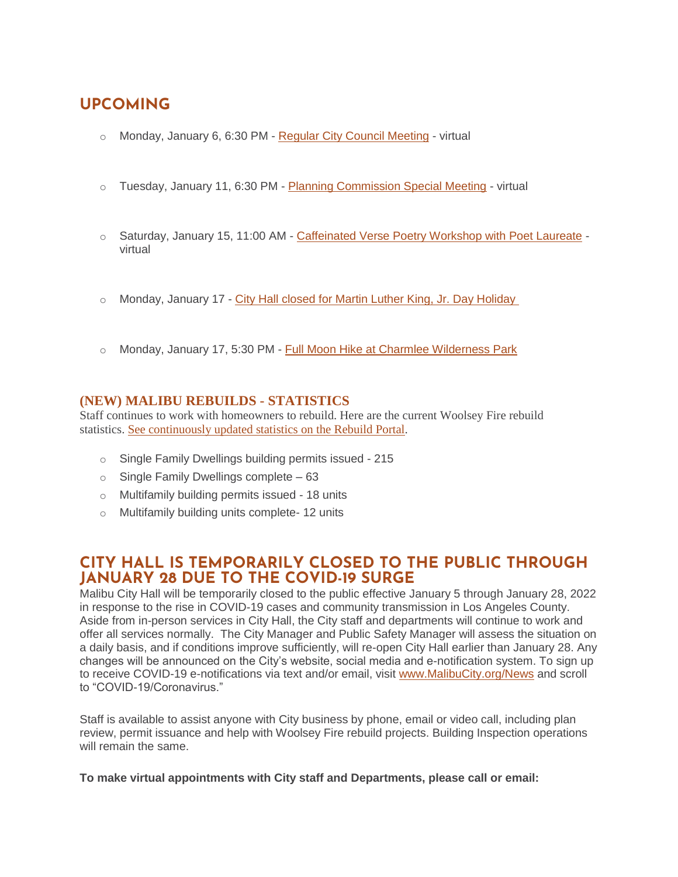## UPCOMING

- Monday, January 6, 6:30 PM - Regular City Council Meeting - virtual
- Tuesday, January 11, 6:30 PM - Planning Commission Special Meeting - virtual
- Saturday, January 15, 11:00 AM - Caffeinated Verse Poetry Workshop with Poet Laureate - virtual
- Monday, January 17 - City Hall closed for Martin Luther King, Jr. Day Holiday
- Monday, January 17, 5:30 PM - Full Moon Hike at Charmlee Wilderness Park

### (NEW) MALIBU REBUILDS - STATISTICS

Staff continues to work with homeowners to rebuild. Here are the current Woolsey Fire rebuild statistics. See continuously updated statistics on the Rebuild Portal.

- Single Family Dwellings building permits issued - 215
- Single Family Dwellings complete – 63
- Multifamily building permits issued - 18 units
- Multifamily building units complete- 12 units

## CITY HALL IS TEMPORARILY CLOSED TO THE PUBLIC THROUGH JANUARY 28 DUE TO THE COVID-19 SURGE

Malibu City Hall will be temporarily closed to the public effective January 5 through January 28, 2022 in response to the rise in COVID-19 cases and community transmission in Los Angeles County. Aside from in-person services in City Hall, the City staff and departments will continue to work and offer all services normally. The City Manager and Public Safety Manager will assess the situation on a daily basis, and if conditions improve sufficiently, will re-open City Hall earlier than January 28. Any changes will be announced on the City's website, social media and e-notification system. To sign up to receive COVID-19 e-notifications via text and/or email, visit www.MalibuCity.org/News and scroll to "COVID-19/Coronavirus."

Staff is available to assist anyone with City business by phone, email or video call, including plan review, permit issuance and help with Woolsey Fire rebuild projects. Building Inspection operations will remain the same.

**To make virtual appointments with City staff and Departments, please call or email:**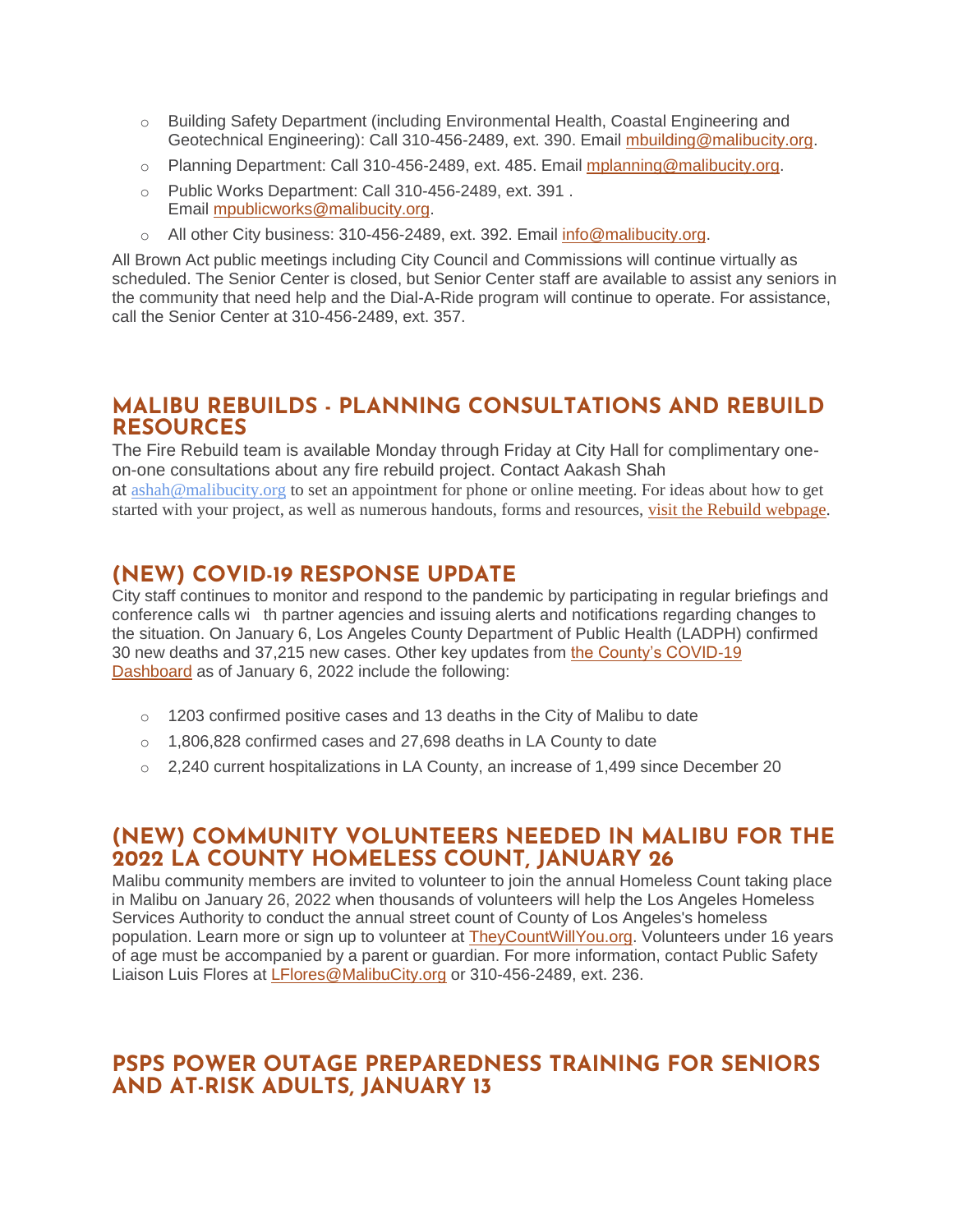- Building Safety Department (including Environmental Health, Coastal Engineering and Geotechnical Engineering): Call 310-456-2489, ext. 390. Email mbuilding@malibucity.org.
- Planning Department: Call 310-456-2489, ext. 485. Email mplanning@malibucity.org.
- Public Works Department: Call 310-456-2489, ext. 391 . Email mpublicworks@malibucity.org.
- All other City business: 310-456-2489, ext. 392. Email info@malibucity.org.

All Brown Act public meetings including City Council and Commissions will continue virtually as scheduled. The Senior Center is closed, but Senior Center staff are available to assist any seniors in the community that need help and the Dial-A-Ride program will continue to operate. For assistance, call the Senior Center at 310-456-2489, ext. 357.

## MALIBU REBUILDS - PLANNING CONSULTATIONS AND REBUILD RESOURCES

The Fire Rebuild team is available Monday through Friday at City Hall for complimentary one-on-one consultations about any fire rebuild project. Contact Aakash Shah at ashah@malibucity.org to set an appointment for phone or online meeting. For ideas about how to get started with your project, as well as numerous handouts, forms and resources, visit the Rebuild webpage.

## (NEW) COVID-19 RESPONSE UPDATE

City staff continues to monitor and respond to the pandemic by participating in regular briefings and conference calls with partner agencies and issuing alerts and notifications regarding changes to the situation. On January 6, Los Angeles County Department of Public Health (LADPH) confirmed 30 new deaths and 37,215 new cases. Other key updates from the County's COVID-19 Dashboard as of January 6, 2022 include the following:

- 1203 confirmed positive cases and 13 deaths in the City of Malibu to date
- 1,806,828 confirmed cases and 27,698 deaths in LA County to date
- 2,240 current hospitalizations in LA County, an increase of 1,499 since December 20

## (NEW) COMMUNITY VOLUNTEERS NEEDED IN MALIBU FOR THE 2022 LA COUNTY HOMELESS COUNT, JANUARY 26

Malibu community members are invited to volunteer to join the annual Homeless Count taking place in Malibu on January 26, 2022 when thousands of volunteers will help the Los Angeles Homeless Services Authority to conduct the annual street count of County of Los Angeles's homeless population. Learn more or sign up to volunteer at TheyCountWillYou.org. Volunteers under 16 years of age must be accompanied by a parent or guardian. For more information, contact Public Safety Liaison Luis Flores at LFlores@MalibuCity.org or 310-456-2489, ext. 236.

## PSPS POWER OUTAGE PREPAREDNESS TRAINING FOR SENIORS AND AT-RISK ADULTS, JANUARY 13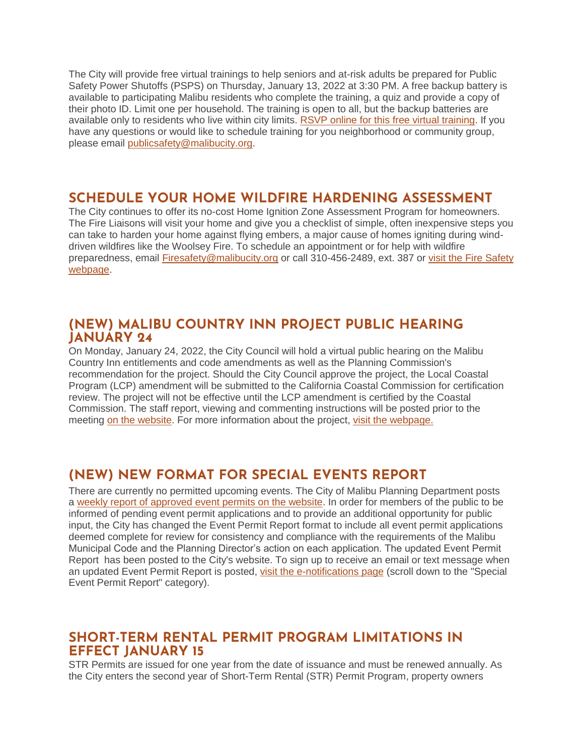The City will provide free virtual trainings to help seniors and at-risk adults be prepared for Public Safety Power Shutoffs (PSPS) on Thursday, January 13, 2022 at 3:30 PM. A free backup battery is available to participating Malibu residents who complete the training, a quiz and provide a copy of their photo ID. Limit one per household. The training is open to all, but the backup batteries are available only to residents who live within city limits. RSVP online for this free virtual training. If you have any questions or would like to schedule training for you neighborhood or community group, please email publicsafety@malibucity.org.

## SCHEDULE YOUR HOME WILDFIRE HARDENING ASSESSMENT

The City continues to offer its no-cost Home Ignition Zone Assessment Program for homeowners. The Fire Liaisons will visit your home and give you a checklist of simple, often inexpensive steps you can take to harden your home against flying embers, a major cause of homes igniting during wind-driven wildfires like the Woolsey Fire. To schedule an appointment or for help with wildfire preparedness, email Firesafety@malibucity.org or call 310-456-2489, ext. 387 or visit the Fire Safety webpage.

## (NEW) MALIBU COUNTRY INN PROJECT PUBLIC HEARING JANUARY 24

On Monday, January 24, 2022, the City Council will hold a virtual public hearing on the Malibu Country Inn entitlements and code amendments as well as the Planning Commission's recommendation for the project. Should the City Council approve the project, the Local Coastal Program (LCP) amendment will be submitted to the California Coastal Commission for certification review. The project will not be effective until the LCP amendment is certified by the Coastal Commission. The staff report, viewing and commenting instructions will be posted prior to the meeting on the website. For more information about the project, visit the webpage.

## (NEW) NEW FORMAT FOR SPECIAL EVENTS REPORT

There are currently no permitted upcoming events. The City of Malibu Planning Department posts a weekly report of approved event permits on the website. In order for members of the public to be informed of pending event permit applications and to provide an additional opportunity for public input, the City has changed the Event Permit Report format to include all event permit applications deemed complete for review for consistency and compliance with the requirements of the Malibu Municipal Code and the Planning Director's action on each application. The updated Event Permit Report has been posted to the City's website. To sign up to receive an email or text message when an updated Event Permit Report is posted, visit the e-notifications page (scroll down to the "Special Event Permit Report" category).

## SHORT-TERM RENTAL PERMIT PROGRAM LIMITATIONS IN EFFECT JANUARY 15

STR Permits are issued for one year from the date of issuance and must be renewed annually. As the City enters the second year of Short-Term Rental (STR) Permit Program, property owners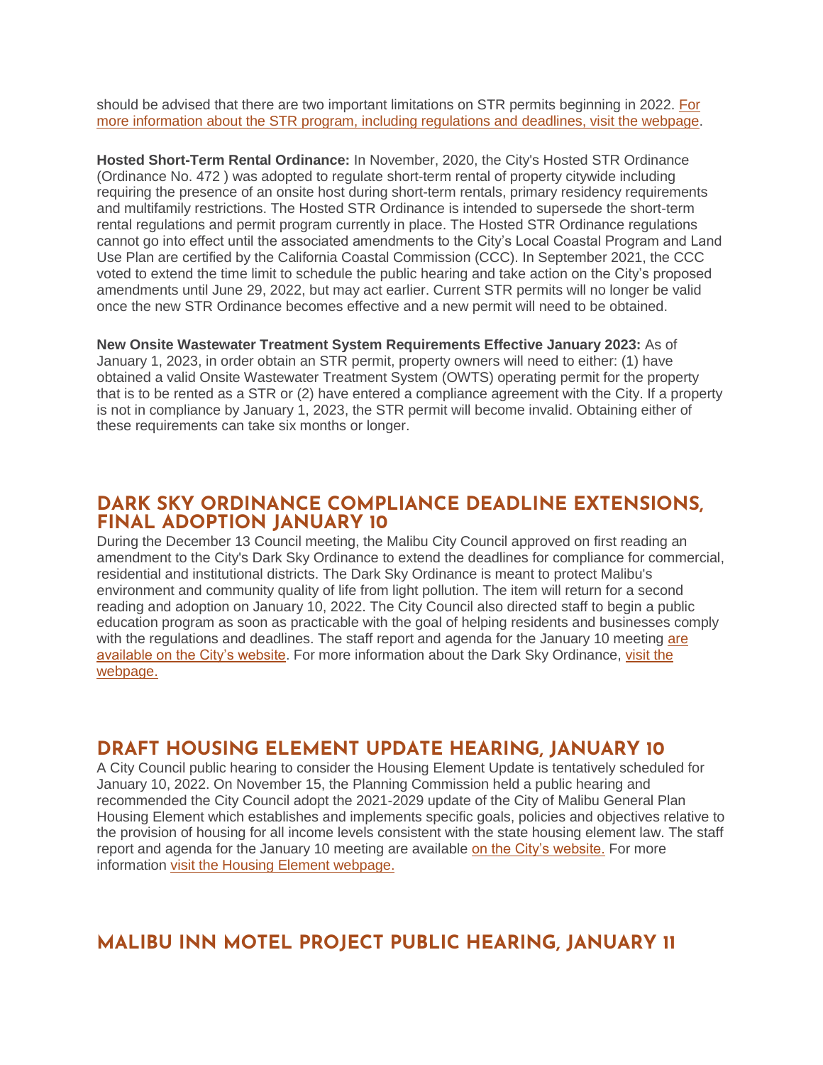should be advised that there are two important limitations on STR permits beginning in 2022. [For more information about the STR program, including regulations and deadlines, visit the webpage].

**Hosted Short-Term Rental Ordinance:** In November, 2020, the City's Hosted STR Ordinance (Ordinance No. 472 ) was adopted to regulate short-term rental of property citywide including requiring the presence of an onsite host during short-term rentals, primary residency requirements and multifamily restrictions. The Hosted STR Ordinance is intended to supersede the short-term rental regulations and permit program currently in place. The Hosted STR Ordinance regulations cannot go into effect until the associated amendments to the City's Local Coastal Program and Land Use Plan are certified by the California Coastal Commission (CCC). In September 2021, the CCC voted to extend the time limit to schedule the public hearing and take action on the City's proposed amendments until June 29, 2022, but may act earlier. Current STR permits will no longer be valid once the new STR Ordinance becomes effective and a new permit will need to be obtained.

**New Onsite Wastewater Treatment System Requirements Effective January 2023:** As of January 1, 2023, in order obtain an STR permit, property owners will need to either: (1) have obtained a valid Onsite Wastewater Treatment System (OWTS) operating permit for the property that is to be rented as a STR or (2) have entered a compliance agreement with the City. If a property is not in compliance by January 1, 2023, the STR permit will become invalid. Obtaining either of these requirements can take six months or longer.

## DARK SKY ORDINANCE COMPLIANCE DEADLINE EXTENSIONS, FINAL ADOPTION JANUARY 10

During the December 13 Council meeting, the Malibu City Council approved on first reading an amendment to the City's Dark Sky Ordinance to extend the deadlines for compliance for commercial, residential and institutional districts. The Dark Sky Ordinance is meant to protect Malibu's environment and community quality of life from light pollution. The item will return for a second reading and adoption on January 10, 2022. The City Council also directed staff to begin a public education program as soon as practicable with the goal of helping residents and businesses comply with the regulations and deadlines. The staff report and agenda for the January 10 meeting [are available on the City's website]. For more information about the Dark Sky Ordinance, [visit the webpage.]

## DRAFT HOUSING ELEMENT UPDATE HEARING, JANUARY 10

A City Council public hearing to consider the Housing Element Update is tentatively scheduled for January 10, 2022. On November 15, the Planning Commission held a public hearing and recommended the City Council adopt the 2021-2029 update of the City of Malibu General Plan Housing Element which establishes and implements specific goals, policies and objectives relative to the provision of housing for all income levels consistent with the state housing element law. The staff report and agenda for the January 10 meeting are available [on the City's website.] For more information [visit the Housing Element webpage.]

## MALIBU INN MOTEL PROJECT PUBLIC HEARING, JANUARY 11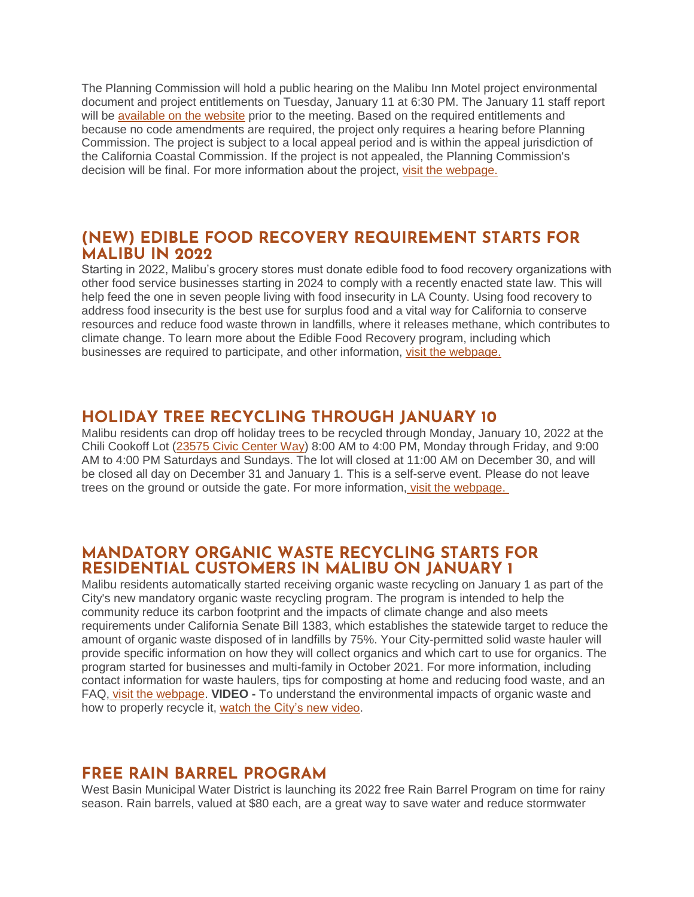The Planning Commission will hold a public hearing on the Malibu Inn Motel project environmental document and project entitlements on Tuesday, January 11 at 6:30 PM. The January 11 staff report will be [available on the website] prior to the meeting. Based on the required entitlements and because no code amendments are required, the project only requires a hearing before Planning Commission. The project is subject to a local appeal period and is within the appeal jurisdiction of the California Coastal Commission. If the project is not appealed, the Planning Commission's decision will be final. For more information about the project, [visit the webpage.]

## (NEW) EDIBLE FOOD RECOVERY REQUIREMENT STARTS FOR MALIBU IN 2022

Starting in 2022, Malibu's grocery stores must donate edible food to food recovery organizations with other food service businesses starting in 2024 to comply with a recently enacted state law. This will help feed the one in seven people living with food insecurity in LA County. Using food recovery to address food insecurity is the best use for surplus food and a vital way for California to conserve resources and reduce food waste thrown in landfills, where it releases methane, which contributes to climate change. To learn more about the Edible Food Recovery program, including which businesses are required to participate, and other information, [visit the webpage.]

## HOLIDAY TREE RECYCLING THROUGH JANUARY 10

Malibu residents can drop off holiday trees to be recycled through Monday, January 10, 2022 at the Chili Cookoff Lot ([23575 Civic Center Way]) 8:00 AM to 4:00 PM, Monday through Friday, and 9:00 AM to 4:00 PM Saturdays and Sundays. The lot will closed at 11:00 AM on December 30, and will be closed all day on December 31 and January 1. This is a self-serve event. Please do not leave trees on the ground or outside the gate. For more information, [visit the webpage.]

## MANDATORY ORGANIC WASTE RECYCLING STARTS FOR RESIDENTIAL CUSTOMERS IN MALIBU ON JANUARY 1

Malibu residents automatically started receiving organic waste recycling on January 1 as part of the City's new mandatory organic waste recycling program. The program is intended to help the community reduce its carbon footprint and the impacts of climate change and also meets requirements under California Senate Bill 1383, which establishes the statewide target to reduce the amount of organic waste disposed of in landfills by 75%. Your City-permitted solid waste hauler will provide specific information on how they will collect organics and which cart to use for organics. The program started for businesses and multi-family in October 2021. For more information, including contact information for waste haulers, tips for composting at home and reducing food waste, and an FAQ, [visit the webpage]. **VIDEO -** To understand the environmental impacts of organic waste and how to properly recycle it, [watch the City's new video].

## FREE RAIN BARREL PROGRAM

West Basin Municipal Water District is launching its 2022 free Rain Barrel Program on time for rainy season. Rain barrels, valued at $80 each, are a great way to save water and reduce stormwater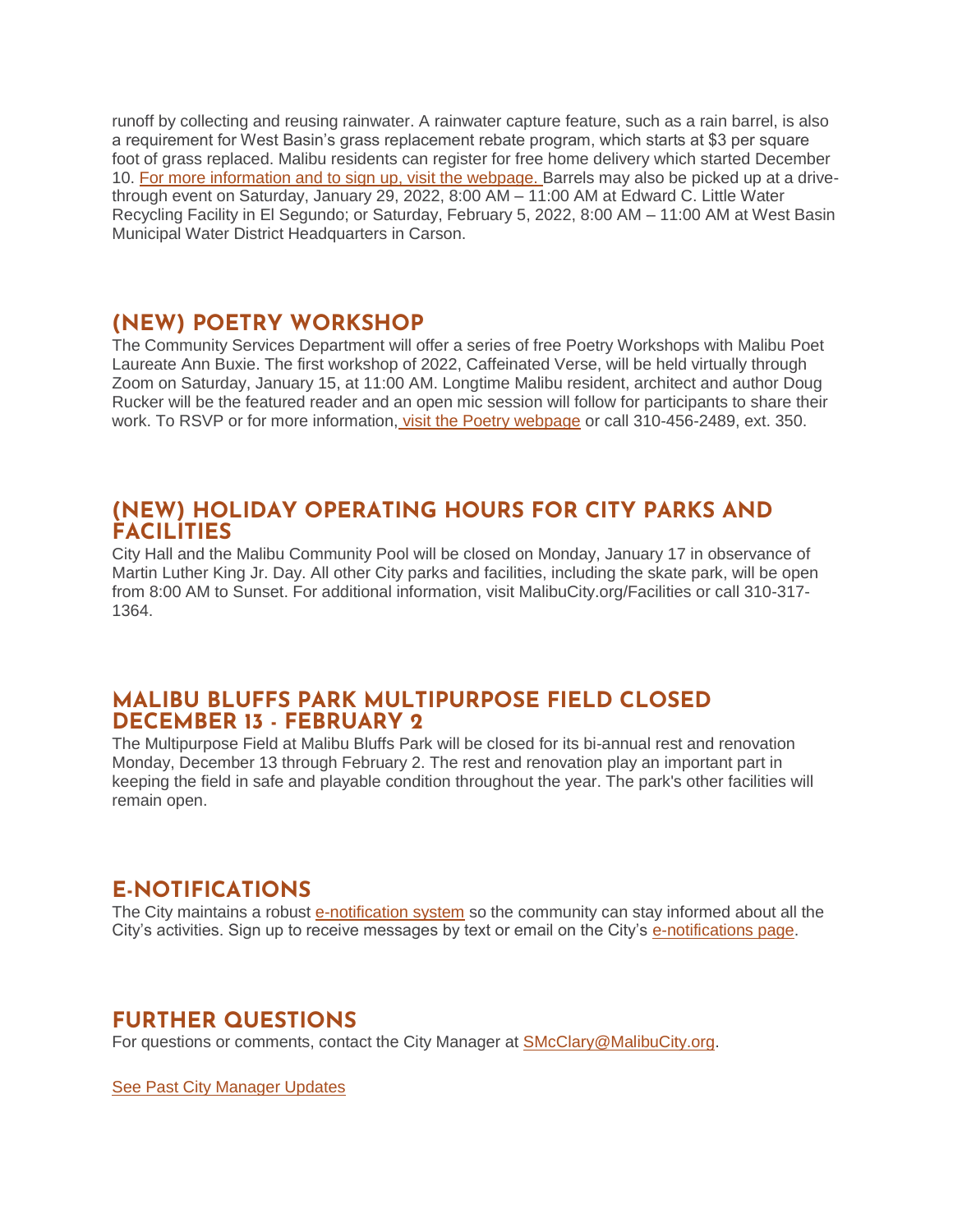runoff by collecting and reusing rainwater. A rainwater capture feature, such as a rain barrel, is also a requirement for West Basin's grass replacement rebate program, which starts at $3 per square foot of grass replaced. Malibu residents can register for free home delivery which started December 10. For more information and to sign up, visit the webpage. Barrels may also be picked up at a drive-through event on Saturday, January 29, 2022, 8:00 AM – 11:00 AM at Edward C. Little Water Recycling Facility in El Segundo; or Saturday, February 5, 2022, 8:00 AM – 11:00 AM at West Basin Municipal Water District Headquarters in Carson.

## (NEW) POETRY WORKSHOP

The Community Services Department will offer a series of free Poetry Workshops with Malibu Poet Laureate Ann Buxie. The first workshop of 2022, Caffeinated Verse, will be held virtually through Zoom on Saturday, January 15, at 11:00 AM. Longtime Malibu resident, architect and author Doug Rucker will be the featured reader and an open mic session will follow for participants to share their work. To RSVP or for more information, visit the Poetry webpage or call 310-456-2489, ext. 350.

## (NEW) HOLIDAY OPERATING HOURS FOR CITY PARKS AND FACILITIES

City Hall and the Malibu Community Pool will be closed on Monday, January 17 in observance of Martin Luther King Jr. Day. All other City parks and facilities, including the skate park, will be open from 8:00 AM to Sunset. For additional information, visit MalibuCity.org/Facilities or call 310-317-1364.

## MALIBU BLUFFS PARK MULTIPURPOSE FIELD CLOSED DECEMBER 13 - FEBRUARY 2

The Multipurpose Field at Malibu Bluffs Park will be closed for its bi-annual rest and renovation Monday, December 13 through February 2. The rest and renovation play an important part in keeping the field in safe and playable condition throughout the year. The park's other facilities will remain open.

## E-NOTIFICATIONS

The City maintains a robust e-notification system so the community can stay informed about all the City's activities. Sign up to receive messages by text or email on the City's e-notifications page.

## FURTHER QUESTIONS

For questions or comments, contact the City Manager at SMcClary@MalibuCity.org.

See Past City Manager Updates